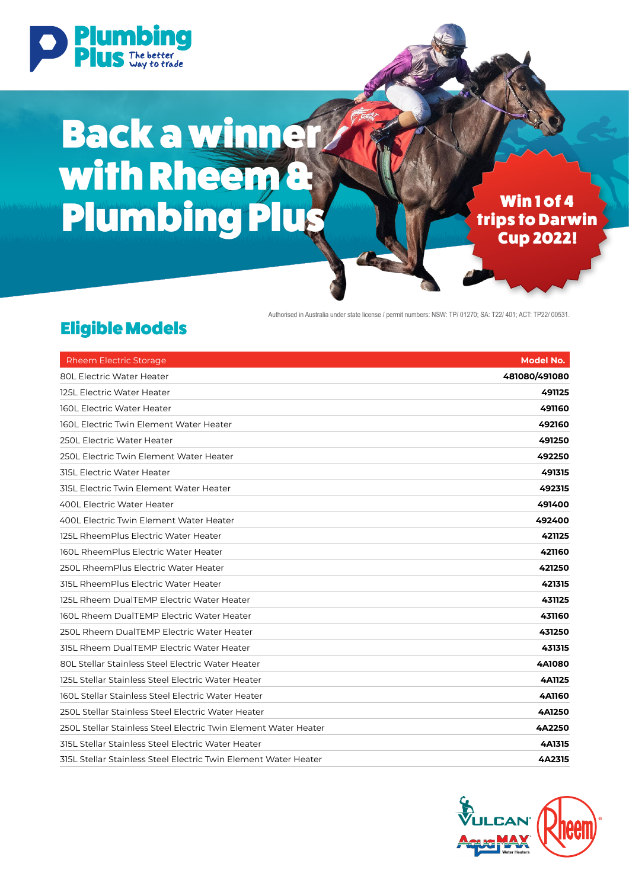Plumbing Plus — The better way to trade

# Back a winner with Rheem & Plumbing Plus

**Win 1 of 4 trips to Darwin Cup 2022!**

Authorised in Australia under state license / permit numbers: NSW: TP/ 01270; SA: T22/ 401; ACT: TP22/ 00531.

## Eligible Models

| Rheem Electric Storage | Model No. |
|---|---|
| 80L Electric Water Heater | **481080/491080** |
| 125L Electric Water Heater | **491125** |
| 160L Electric Water Heater | **491160** |
| 160L Electric Twin Element Water Heater | **492160** |
| 250L Electric Water Heater | **491250** |
| 250L Electric Twin Element Water Heater | **492250** |
| 315L Electric Water Heater | **491315** |
| 315L Electric Twin Element Water Heater | **492315** |
| 400L Electric Water Heater | **491400** |
| 400L Electric Twin Element Water Heater | **492400** |
| 125L RheemPlus Electric Water Heater | **421125** |
| 160L RheemPlus Electric Water Heater | **421160** |
| 250L RheemPlus Electric Water Heater | **421250** |
| 315L RheemPlus Electric Water Heater | **421315** |
| 125L Rheem DualTEMP Electric Water Heater | **431125** |
| 160L Rheem DualTEMP Electric Water Heater | **431160** |
| 250L Rheem DualTEMP Electric Water Heater | **431250** |
| 315L Rheem DualTEMP Electric Water Heater | **431315** |
| 80L Stellar Stainless Steel Electric Water Heater | **4A1080** |
| 125L Stellar Stainless Steel Electric Water Heater | **4A1125** |
| 160L Stellar Stainless Steel Electric Water Heater | **4A1160** |
| 250L Stellar Stainless Steel Electric Water Heater | **4A1250** |
| 250L Stellar Stainless Steel Electric Twin Element Water Heater | **4A2250** |
| 315L Stellar Stainless Steel Electric Water Heater | **4A1315** |
| 315L Stellar Stainless Steel Electric Twin Element Water Heater | **4A2315** |

Vulcan · AquaMAX Water Heaters · Rheem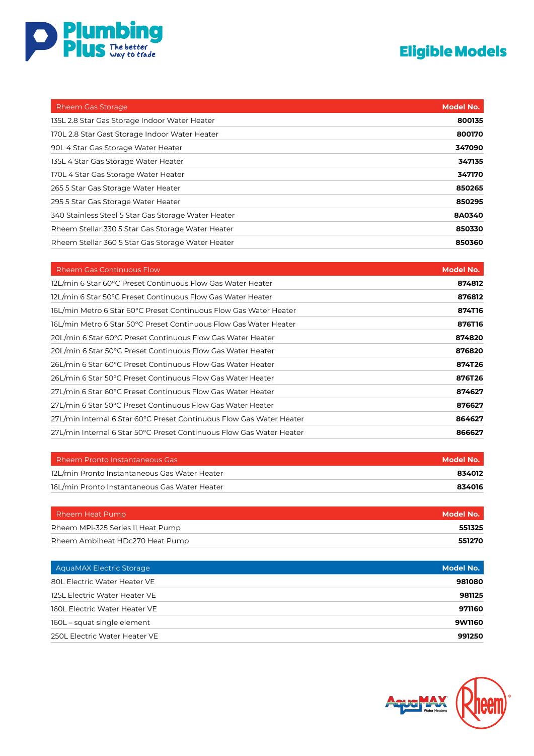# Eligible Models

| Rheem Gas Storage | Model No. |
|---|---|
| 135L 2.8 Star Gas Storage Indoor Water Heater | 800135 |
| 170L 2.8 Star Gast Storage Indoor Water Heater | 800170 |
| 90L 4 Star Gas Storage Water Heater | 347090 |
| 135L 4 Star Gas Storage Water Heater | 347135 |
| 170L 4 Star Gas Storage Water Heater | 347170 |
| 265 5 Star Gas Storage Water Heater | 850265 |
| 295 5 Star Gas Storage Water Heater | 850295 |
| 340 Stainless Steel 5 Star Gas Storage Water Heater | 8A0340 |
| Rheem Stellar 330 5 Star Gas Storage Water Heater | 850330 |
| Rheem Stellar 360 5 Star Gas Storage Water Heater | 850360 |

| Rheem Gas Continuous Flow | Model No. |
|---|---|
| 12L/min 6 Star 60°C Preset Continuous Flow Gas Water Heater | 874812 |
| 12L/min 6 Star 50°C Preset Continuous Flow Gas Water Heater | 876812 |
| 16L/min Metro 6 Star 60°C Preset Continuous Flow Gas Water Heater | 874T16 |
| 16L/min Metro 6 Star 50°C Preset Continuous Flow Gas Water Heater | 876T16 |
| 20L/min 6 Star 60°C Preset Continuous Flow Gas Water Heater | 874820 |
| 20L/min 6 Star 50°C Preset Continuous Flow Gas Water Heater | 876820 |
| 26L/min 6 Star 60°C Preset Continuous Flow Gas Water Heater | 874T26 |
| 26L/min 6 Star 50°C Preset Continuous Flow Gas Water Heater | 876T26 |
| 27L/min 6 Star 60°C Preset Continuous Flow Gas Water Heater | 874627 |
| 27L/min 6 Star 50°C Preset Continuous Flow Gas Water Heater | 876627 |
| 27L/min Internal 6 Star 60°C Preset Continuous Flow Gas Water Heater | 864627 |
| 27L/min Internal 6 Star 50°C Preset Continuous Flow Gas Water Heater | 866627 |

| Rheem Pronto Instantaneous Gas | Model No. |
|---|---|
| 12L/min Pronto Instantaneous Gas Water Heater | 834012 |
| 16L/min Pronto Instantaneous Gas Water Heater | 834016 |

| Rheem Heat Pump | Model No. |
|---|---|
| Rheem MPi-325 Series II Heat Pump | 551325 |
| Rheem Ambiheat HDc270 Heat Pump | 551270 |

| AquaMAX Electric Storage | Model No. |
|---|---|
| 80L Electric Water Heater VE | 981080 |
| 125L Electric Water Heater VE | 981125 |
| 160L Electric Water Heater VE | 971160 |
| 160L – squat single element | 9W1160 |
| 250L Electric Water Heater VE | 991250 |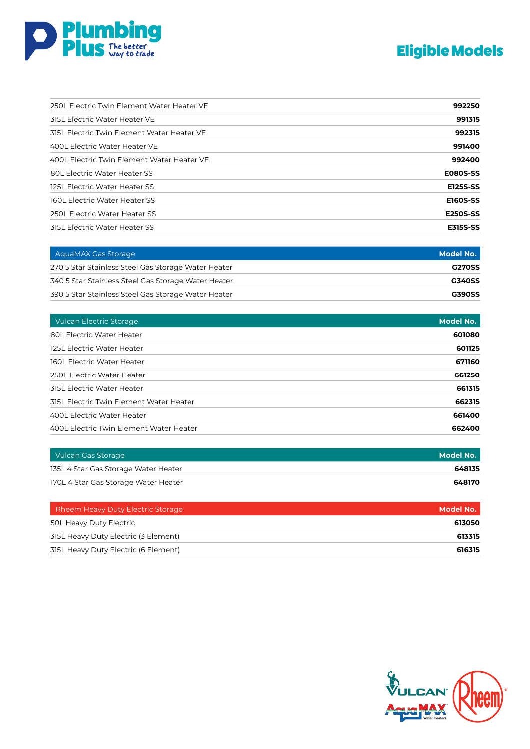# Eligible Models

| | |
|---|---|
| 250L Electric Twin Element Water Heater VE | **992250** |
| 315L Electric Water Heater VE | **991315** |
| 315L Electric Twin Element Water Heater VE | **992315** |
| 400L Electric Water Heater VE | **991400** |
| 400L Electric Twin Element Water Heater VE | **992400** |
| 80L Electric Water Heater SS | **E080S-SS** |
| 125L Electric Water Heater SS | **E125S-SS** |
| 160L Electric Water Heater SS | **E160S-SS** |
| 250L Electric Water Heater SS | **E250S-SS** |
| 315L Electric Water Heater SS | **E315S-SS** |

| AquaMAX Gas Storage | Model No. |
|---|---|
| 270 5 Star Stainless Steel Gas Storage Water Heater | **G270SS** |
| 340 5 Star Stainless Steel Gas Storage Water Heater | **G340SS** |
| 390 5 Star Stainless Steel Gas Storage Water Heater | **G390SS** |

| Vulcan Electric Storage | Model No. |
|---|---|
| 80L Electric Water Heater | **601080** |
| 125L Electric Water Heater | **601125** |
| 160L Electric Water Heater | **671160** |
| 250L Electric Water Heater | **661250** |
| 315L Electric Water Heater | **661315** |
| 315L Electric Twin Element Water Heater | **662315** |
| 400L Electric Water Heater | **661400** |
| 400L Electric Twin Element Water Heater | **662400** |

| Vulcan Gas Storage | Model No. |
|---|---|
| 135L 4 Star Gas Storage Water Heater | **648135** |
| 170L 4 Star Gas Storage Water Heater | **648170** |

| Rheem Heavy Duty Electric Storage | Model No. |
|---|---|
| 50L Heavy Duty Electric | **613050** |
| 315L Heavy Duty Electric (3 Element) | **613315** |
| 315L Heavy Duty Electric (6 Element) | **616315** |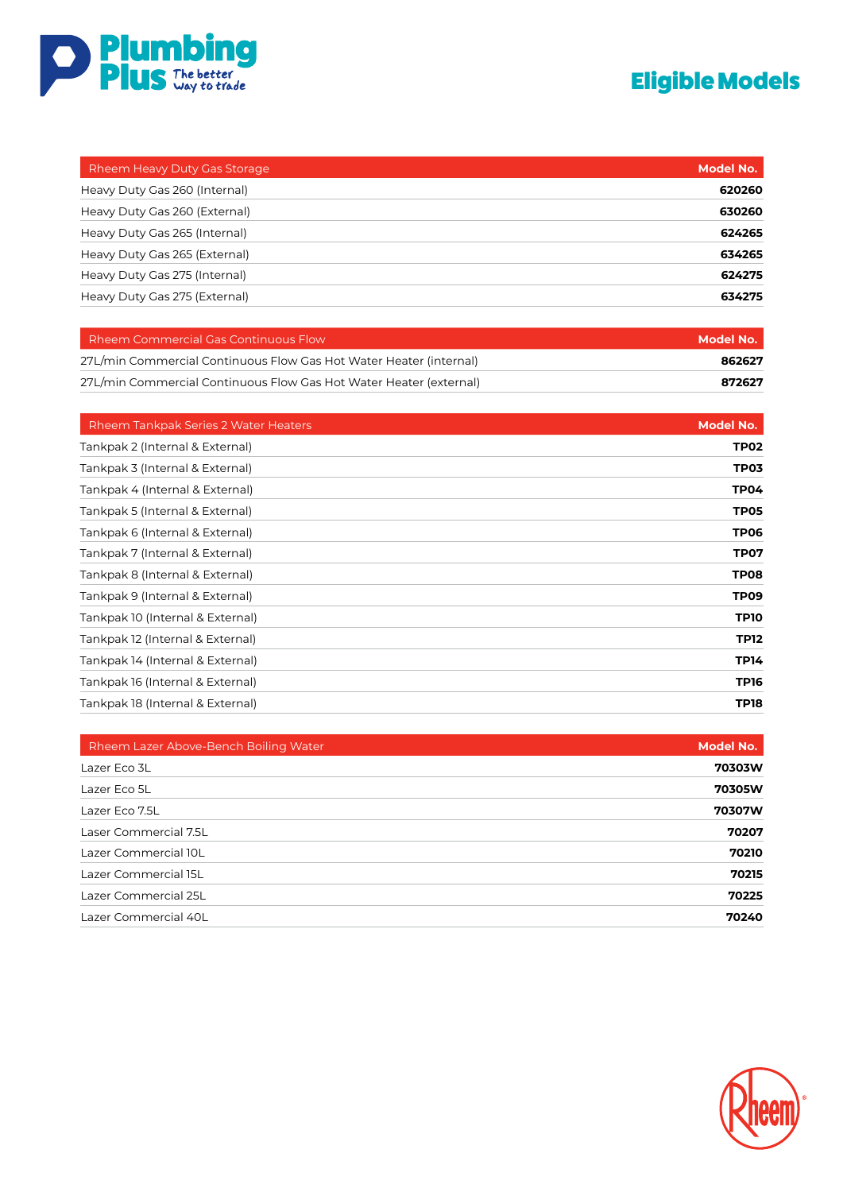# Eligible Models

| Rheem Heavy Duty Gas Storage | Model No. |
|---|---|
| Heavy Duty Gas 260 (Internal) | **620260** |
| Heavy Duty Gas 260 (External) | **630260** |
| Heavy Duty Gas 265 (Internal) | **624265** |
| Heavy Duty Gas 265 (External) | **634265** |
| Heavy Duty Gas 275 (Internal) | **624275** |
| Heavy Duty Gas 275 (External) | **634275** |

| Rheem Commercial Gas Continuous Flow | Model No. |
|---|---|
| 27L/min Commercial Continuous Flow Gas Hot Water Heater (internal) | **862627** |
| 27L/min Commercial Continuous Flow Gas Hot Water Heater (external) | **872627** |

| Rheem Tankpak Series 2 Water Heaters | Model No. |
|---|---|
| Tankpak 2 (Internal & External) | **TP02** |
| Tankpak 3 (Internal & External) | **TP03** |
| Tankpak 4 (Internal & External) | **TP04** |
| Tankpak 5 (Internal & External) | **TP05** |
| Tankpak 6 (Internal & External) | **TP06** |
| Tankpak 7 (Internal & External) | **TP07** |
| Tankpak 8 (Internal & External) | **TP08** |
| Tankpak 9 (Internal & External) | **TP09** |
| Tankpak 10 (Internal & External) | **TP10** |
| Tankpak 12 (Internal & External) | **TP12** |
| Tankpak 14 (Internal & External) | **TP14** |
| Tankpak 16 (Internal & External) | **TP16** |
| Tankpak 18 (Internal & External) | **TP18** |

| Rheem Lazer Above-Bench Boiling Water | Model No. |
|---|---|
| Lazer Eco 3L | **70303W** |
| Lazer Eco 5L | **70305W** |
| Lazer Eco 7.5L | **70307W** |
| Laser Commercial 7.5L | **70207** |
| Lazer Commercial 10L | **70210** |
| Lazer Commercial 15L | **70215** |
| Lazer Commercial 25L | **70225** |
| Lazer Commercial 40L | **70240** |